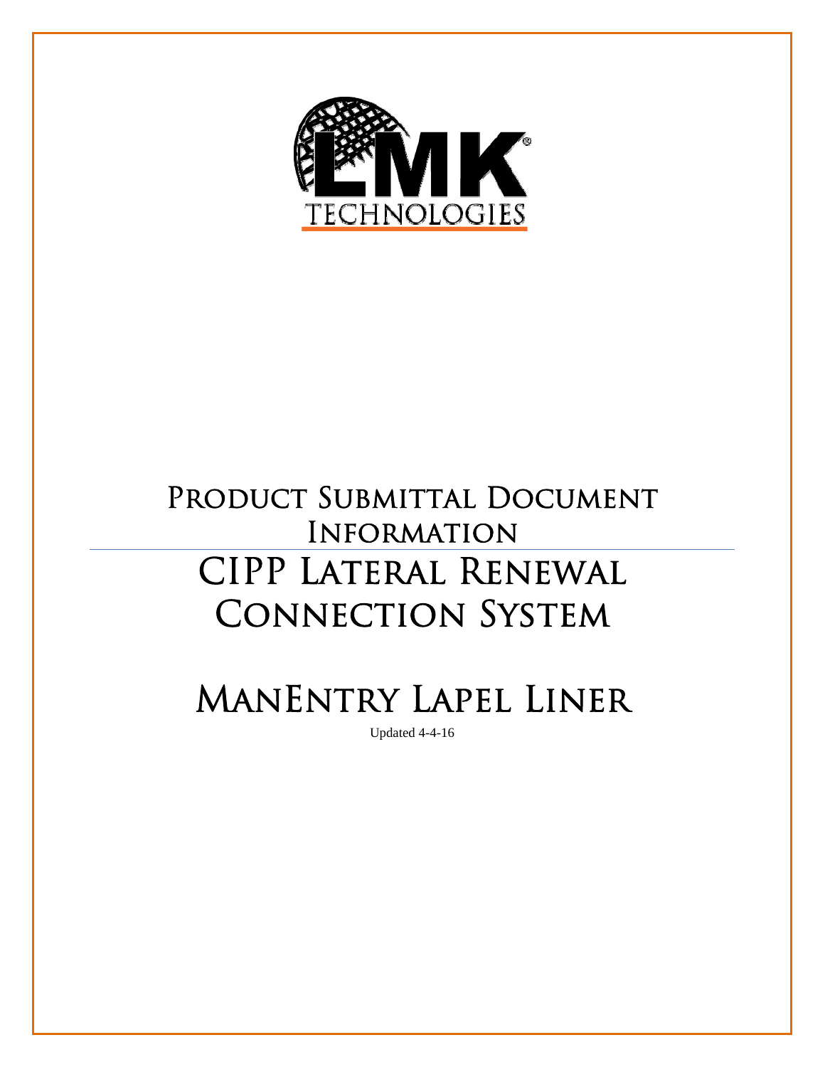LMK® TECHNOLOGIES

# Product Submittal Document Information

# CIPP Lateral Renewal Connection System

# ManEntry Lapel Liner

Updated 4-4-16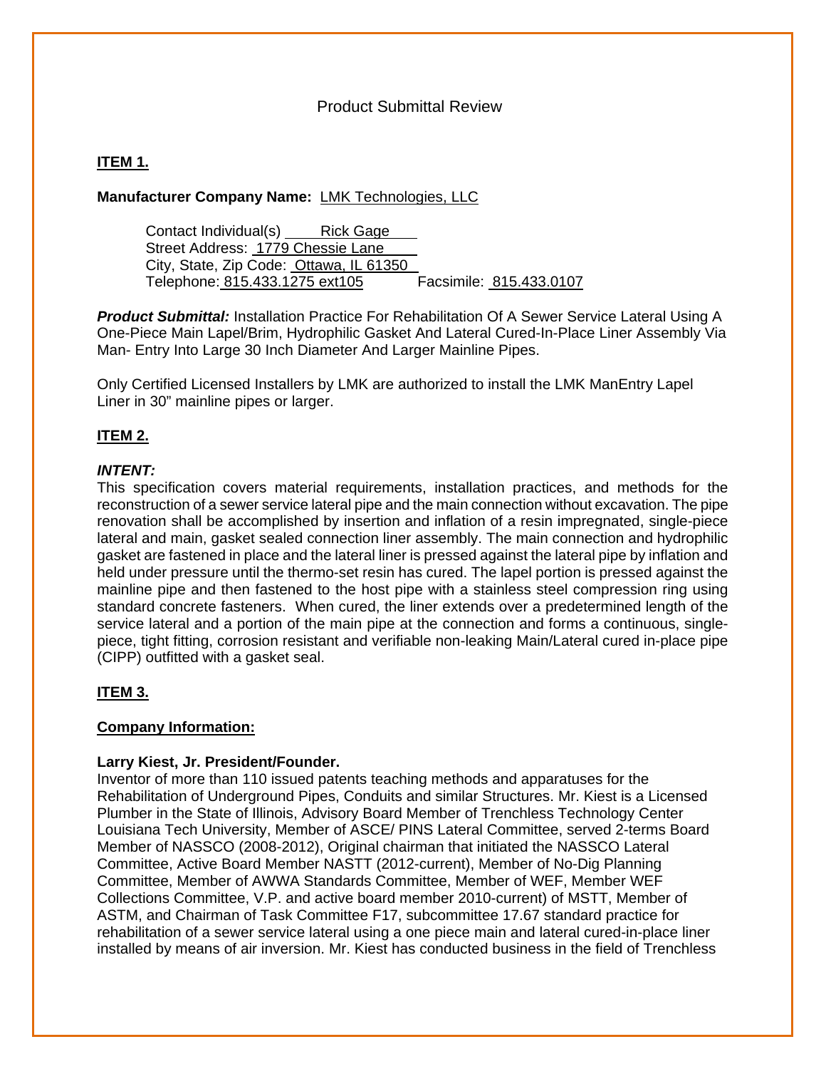Product Submittal Review

**ITEM 1.**

**Manufacturer Company Name:** LMK Technologies, LLC

Contact Individual(s) Rick Gage
Street Address: 1779 Chessie Lane
City, State, Zip Code: Ottawa, IL 61350
Telephone: 815.433.1275 ext105 Facsimile: 815.433.0107

***Product Submittal:*** Installation Practice For Rehabilitation Of A Sewer Service Lateral Using A One-Piece Main Lapel/Brim, Hydrophilic Gasket And Lateral Cured-In-Place Liner Assembly Via Man- Entry Into Large 30 Inch Diameter And Larger Mainline Pipes.

Only Certified Licensed Installers by LMK are authorized to install the LMK ManEntry Lapel Liner in 30" mainline pipes or larger.

**ITEM 2.**

***INTENT:***

This specification covers material requirements, installation practices, and methods for the reconstruction of a sewer service lateral pipe and the main connection without excavation. The pipe renovation shall be accomplished by insertion and inflation of a resin impregnated, single-piece lateral and main, gasket sealed connection liner assembly. The main connection and hydrophilic gasket are fastened in place and the lateral liner is pressed against the lateral pipe by inflation and held under pressure until the thermo-set resin has cured. The lapel portion is pressed against the mainline pipe and then fastened to the host pipe with a stainless steel compression ring using standard concrete fasteners. When cured, the liner extends over a predetermined length of the service lateral and a portion of the main pipe at the connection and forms a continuous, single-piece, tight fitting, corrosion resistant and verifiable non-leaking Main/Lateral cured in-place pipe (CIPP) outfitted with a gasket seal.

**ITEM 3.**

**Company Information:**

**Larry Kiest, Jr. President/Founder.**

Inventor of more than 110 issued patents teaching methods and apparatuses for the Rehabilitation of Underground Pipes, Conduits and similar Structures. Mr. Kiest is a Licensed Plumber in the State of Illinois, Advisory Board Member of Trenchless Technology Center Louisiana Tech University, Member of ASCE/ PINS Lateral Committee, served 2-terms Board Member of NASSCO (2008-2012), Original chairman that initiated the NASSCO Lateral Committee, Active Board Member NASTT (2012-current), Member of No-Dig Planning Committee, Member of AWWA Standards Committee, Member of WEF, Member WEF Collections Committee, V.P. and active board member 2010-current) of MSTT, Member of ASTM, and Chairman of Task Committee F17, subcommittee 17.67 standard practice for rehabilitation of a sewer service lateral using a one piece main and lateral cured-in-place liner installed by means of air inversion. Mr. Kiest has conducted business in the field of Trenchless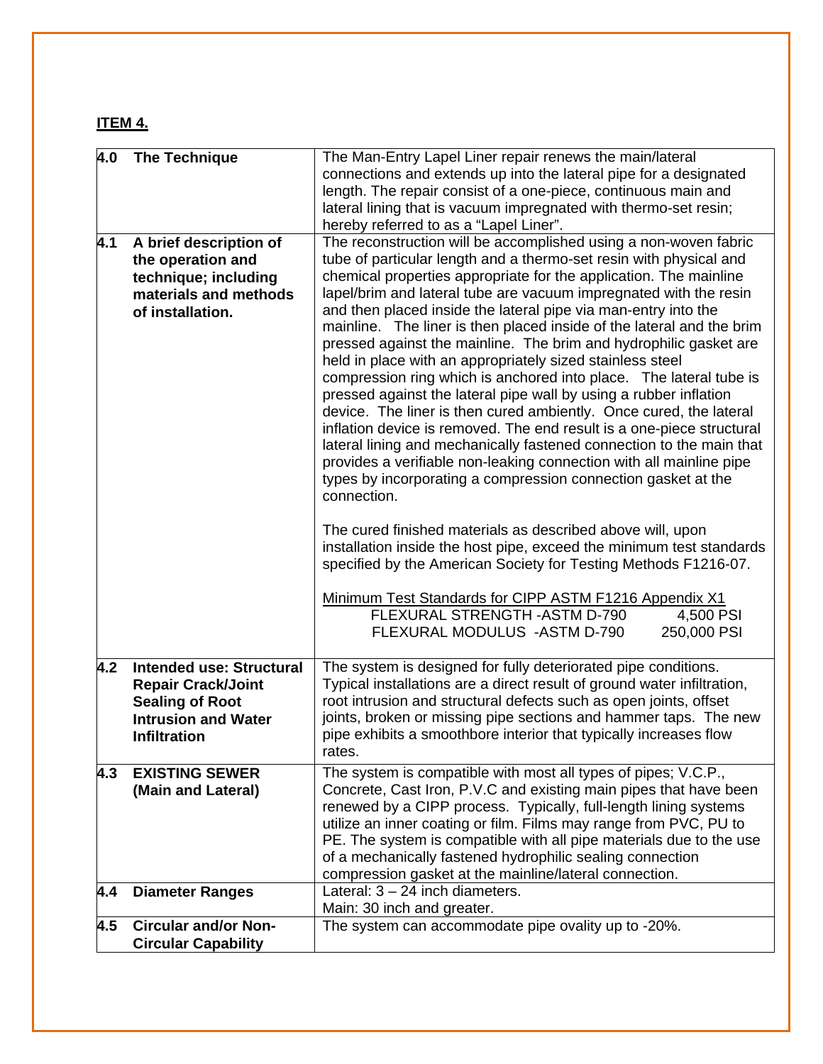**ITEM 4.**

| | |
|---|---|
| **4.0 The Technique** | The Man-Entry Lapel Liner repair renews the main/lateral connections and extends up into the lateral pipe for a designated length. The repair consist of a one-piece, continuous main and lateral lining that is vacuum impregnated with thermo-set resin; hereby referred to as a "Lapel Liner". |
| **4.1 A brief description of the operation and technique; including materials and methods of installation.** | The reconstruction will be accomplished using a non-woven fabric tube of particular length and a thermo-set resin with physical and chemical properties appropriate for the application. The mainline lapel/brim and lateral tube are vacuum impregnated with the resin and then placed inside the lateral pipe via man-entry into the mainline. The liner is then placed inside of the lateral and the brim pressed against the mainline. The brim and hydrophilic gasket are held in place with an appropriately sized stainless steel compression ring which is anchored into place. The lateral tube is pressed against the lateral pipe wall by using a rubber inflation device. The liner is then cured ambiently. Once cured, the lateral inflation device is removed. The end result is a one-piece structural lateral lining and mechanically fastened connection to the main that provides a verifiable non-leaking connection with all mainline pipe types by incorporating a compression connection gasket at the connection.<br><br>The cured finished materials as described above will, upon installation inside the host pipe, exceed the minimum test standards specified by the American Society for Testing Methods F1216-07.<br><br><u>Minimum Test Standards for CIPP ASTM F1216 Appendix X1</u><br>FLEXURAL STRENGTH -ASTM D-790 4,500 PSI<br>FLEXURAL MODULUS -ASTM D-790 250,000 PSI |
| **4.2 Intended use: Structural Repair Crack/Joint Sealing of Root Intrusion and Water Infiltration** | The system is designed for fully deteriorated pipe conditions. Typical installations are a direct result of ground water infiltration, root intrusion and structural defects such as open joints, offset joints, broken or missing pipe sections and hammer taps. The new pipe exhibits a smoothbore interior that typically increases flow rates. |
| **4.3 EXISTING SEWER (Main and Lateral)** | The system is compatible with most all types of pipes; V.C.P., Concrete, Cast Iron, P.V.C and existing main pipes that have been renewed by a CIPP process. Typically, full-length lining systems utilize an inner coating or film. Films may range from PVC, PU to PE. The system is compatible with all pipe materials due to the use of a mechanically fastened hydrophilic sealing connection compression gasket at the mainline/lateral connection. |
| **4.4 Diameter Ranges** | Lateral: 3 – 24 inch diameters.<br>Main: 30 inch and greater. |
| **4.5 Circular and/or Non-Circular Capability** | The system can accommodate pipe ovality up to -20%. |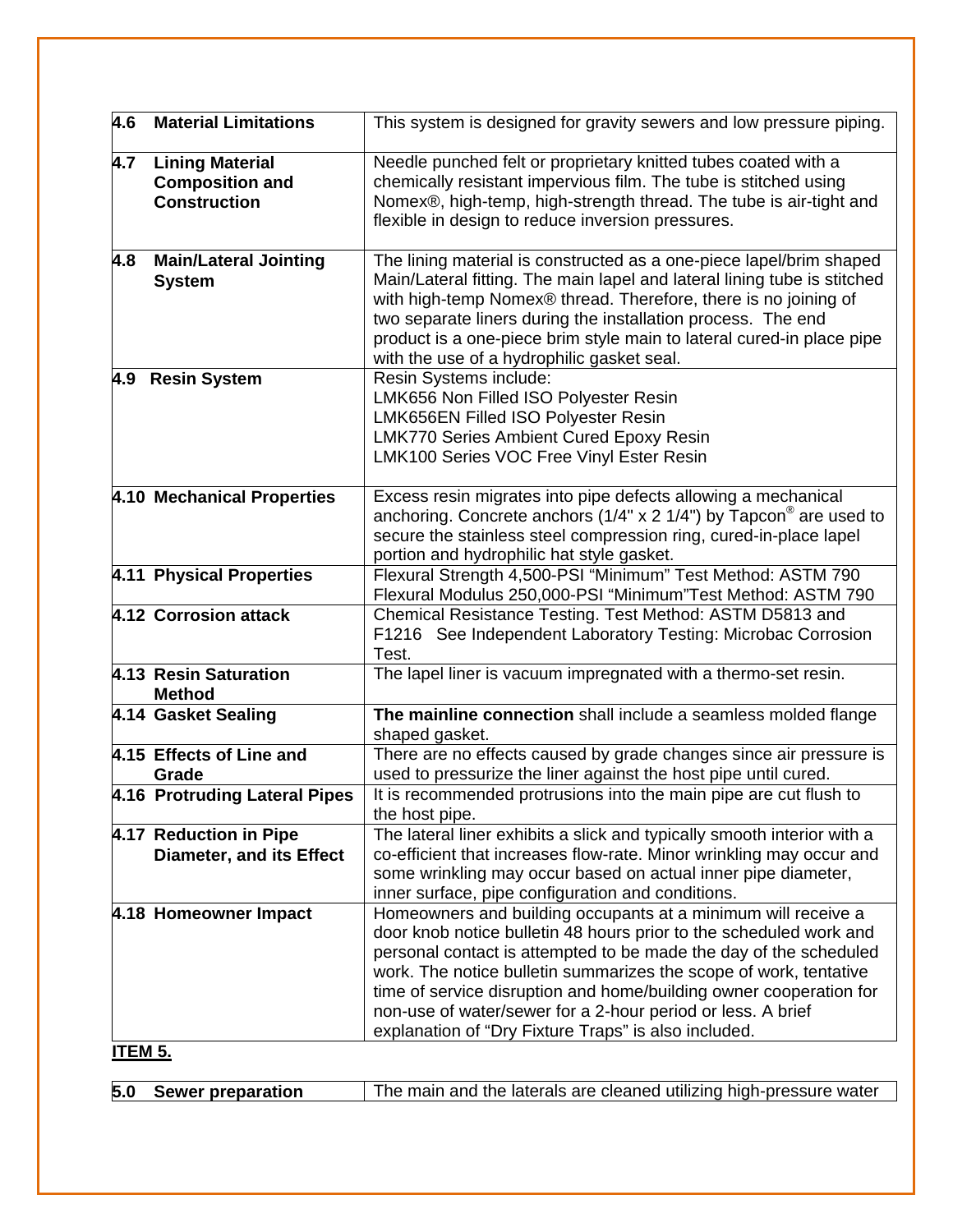| | |
|---|---|
| **4.6 Material Limitations** | This system is designed for gravity sewers and low pressure piping. |
| **4.7 Lining Material Composition and Construction** | Needle punched felt or proprietary knitted tubes coated with a chemically resistant impervious film. The tube is stitched using Nomex®, high-temp, high-strength thread. The tube is air-tight and flexible in design to reduce inversion pressures. |
| **4.8 Main/Lateral Jointing System** | The lining material is constructed as a one-piece lapel/brim shaped Main/Lateral fitting. The main lapel and lateral lining tube is stitched with high-temp Nomex® thread. Therefore, there is no joining of two separate liners during the installation process. The end product is a one-piece brim style main to lateral cured-in place pipe with the use of a hydrophilic gasket seal. |
| **4.9 Resin System** | Resin Systems include:<br>LMK656 Non Filled ISO Polyester Resin<br>LMK656EN Filled ISO Polyester Resin<br>LMK770 Series Ambient Cured Epoxy Resin<br>LMK100 Series VOC Free Vinyl Ester Resin |
| **4.10 Mechanical Properties** | Excess resin migrates into pipe defects allowing a mechanical anchoring. Concrete anchors (1/4" x 2 1/4") by Tapcon® are used to secure the stainless steel compression ring, cured-in-place lapel portion and hydrophilic hat style gasket. |
| **4.11 Physical Properties** | Flexural Strength 4,500-PSI "Minimum" Test Method: ASTM 790<br>Flexural Modulus 250,000-PSI "Minimum"Test Method: ASTM 790 |
| **4.12 Corrosion attack** | Chemical Resistance Testing. Test Method: ASTM D5813 and F1216 See Independent Laboratory Testing: Microbac Corrosion Test. |
| **4.13 Resin Saturation Method** | The lapel liner is vacuum impregnated with a thermo-set resin. |
| **4.14 Gasket Sealing** | **The mainline connection** shall include a seamless molded flange shaped gasket. |
| **4.15 Effects of Line and Grade** | There are no effects caused by grade changes since air pressure is used to pressurize the liner against the host pipe until cured. |
| **4.16 Protruding Lateral Pipes** | It is recommended protrusions into the main pipe are cut flush to the host pipe. |
| **4.17 Reduction in Pipe Diameter, and its Effect** | The lateral liner exhibits a slick and typically smooth interior with a co-efficient that increases flow-rate. Minor wrinkling may occur and some wrinkling may occur based on actual inner pipe diameter, inner surface, pipe configuration and conditions. |
| **4.18 Homeowner Impact** | Homeowners and building occupants at a minimum will receive a door knob notice bulletin 48 hours prior to the scheduled work and personal contact is attempted to be made the day of the scheduled work. The notice bulletin summarizes the scope of work, tentative time of service disruption and home/building owner cooperation for non-use of water/sewer for a 2-hour period or less. A brief explanation of "Dry Fixture Traps" is also included. |

**ITEM 5.**

| | |
|---|---|
| **5.0 Sewer preparation** | The main and the laterals are cleaned utilizing high-pressure water |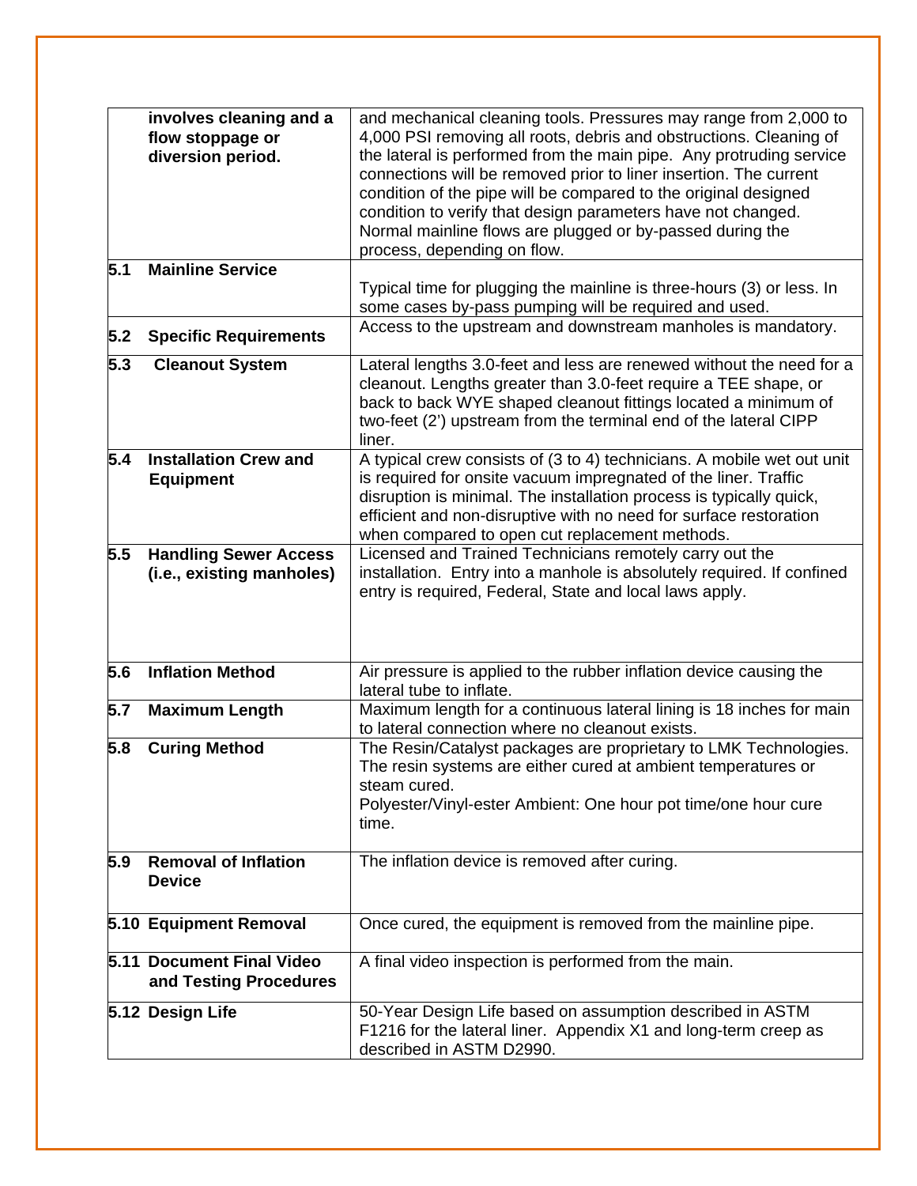| | | |
|---|---|---|
| | **involves cleaning and a flow stoppage or diversion period.** | and mechanical cleaning tools. Pressures may range from 2,000 to 4,000 PSI removing all roots, debris and obstructions. Cleaning of the lateral is performed from the main pipe. Any protruding service connections will be removed prior to liner insertion. The current condition of the pipe will be compared to the original designed condition to verify that design parameters have not changed. Normal mainline flows are plugged or by-passed during the process, depending on flow. |
| **5.1** | **Mainline Service** | Typical time for plugging the mainline is three-hours (3) or less. In some cases by-pass pumping will be required and used. |
| **5.2** | **Specific Requirements** | Access to the upstream and downstream manholes is mandatory. |
| **5.3** | **Cleanout System** | Lateral lengths 3.0-feet and less are renewed without the need for a cleanout. Lengths greater than 3.0-feet require a TEE shape, or back to back WYE shaped cleanout fittings located a minimum of two-feet (2') upstream from the terminal end of the lateral CIPP liner. |
| **5.4** | **Installation Crew and Equipment** | A typical crew consists of (3 to 4) technicians. A mobile wet out unit is required for onsite vacuum impregnated of the liner. Traffic disruption is minimal. The installation process is typically quick, efficient and non-disruptive with no need for surface restoration when compared to open cut replacement methods. |
| **5.5** | **Handling Sewer Access (i.e., existing manholes)** | Licensed and Trained Technicians remotely carry out the installation. Entry into a manhole is absolutely required. If confined entry is required, Federal, State and local laws apply. |
| **5.6** | **Inflation Method** | Air pressure is applied to the rubber inflation device causing the lateral tube to inflate. |
| **5.7** | **Maximum Length** | Maximum length for a continuous lateral lining is 18 inches for main to lateral connection where no cleanout exists. |
| **5.8** | **Curing Method** | The Resin/Catalyst packages are proprietary to LMK Technologies. The resin systems are either cured at ambient temperatures or steam cured.<br>Polyester/Vinyl-ester Ambient: One hour pot time/one hour cure time. |
| **5.9** | **Removal of Inflation Device** | The inflation device is removed after curing. |
| **5.10** | **Equipment Removal** | Once cured, the equipment is removed from the mainline pipe. |
| **5.11** | **Document Final Video and Testing Procedures** | A final video inspection is performed from the main. |
| **5.12** | **Design Life** | 50-Year Design Life based on assumption described in ASTM F1216 for the lateral liner. Appendix X1 and long-term creep as described in ASTM D2990. |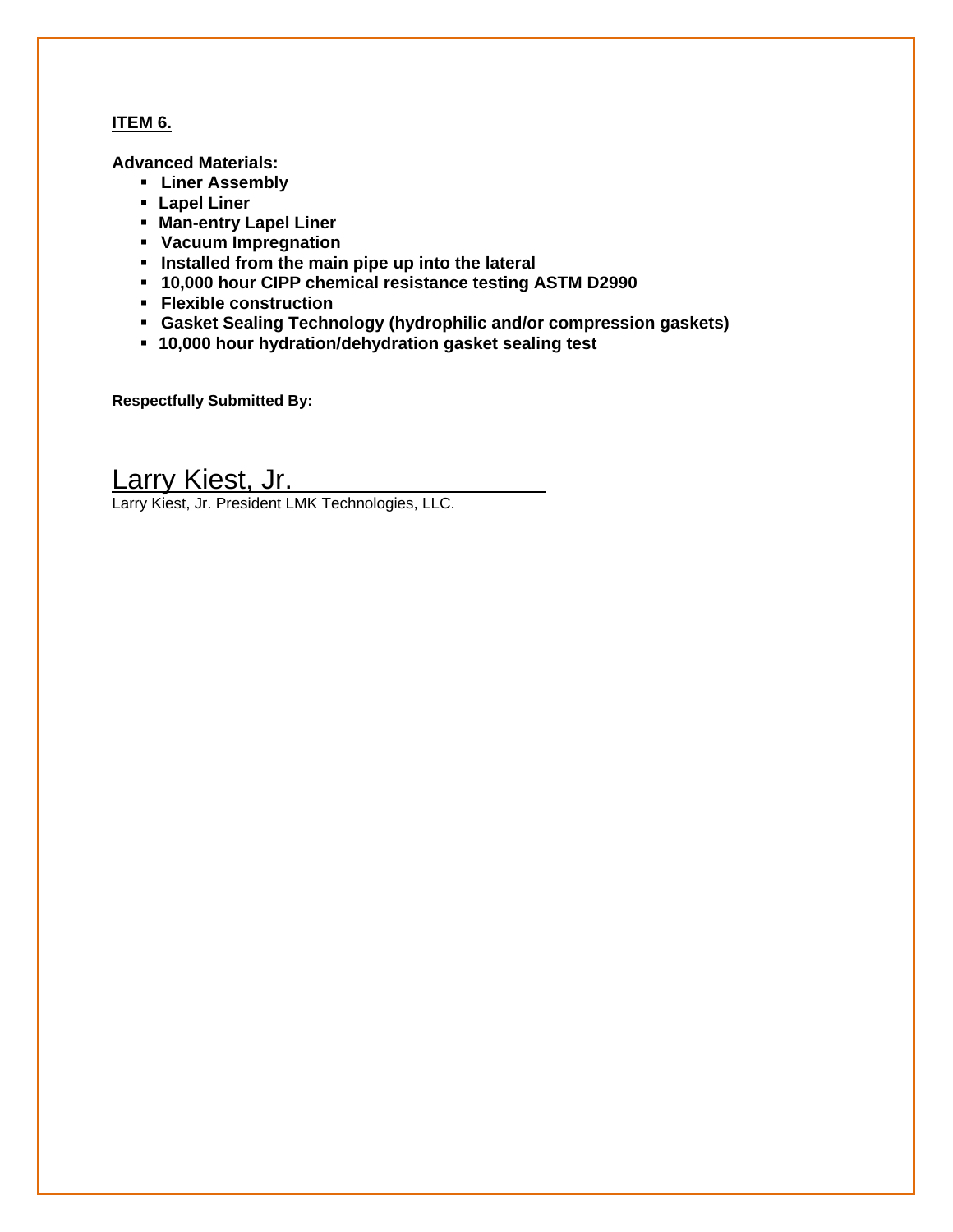**ITEM 6.**

**Advanced Materials:**

- **Liner Assembly**
- **Lapel Liner**
- **Man-entry Lapel Liner**
- **Vacuum Impregnation**
- **Installed from the main pipe up into the lateral**
- **10,000 hour CIPP chemical resistance testing ASTM D2990**
- **Flexible construction**
- **Gasket Sealing Technology (hydrophilic and/or compression gaskets)**
- **10,000 hour hydration/dehydration gasket sealing test**

**Respectfully Submitted By:**

Larry Kiest, Jr.

Larry Kiest, Jr. President LMK Technologies, LLC.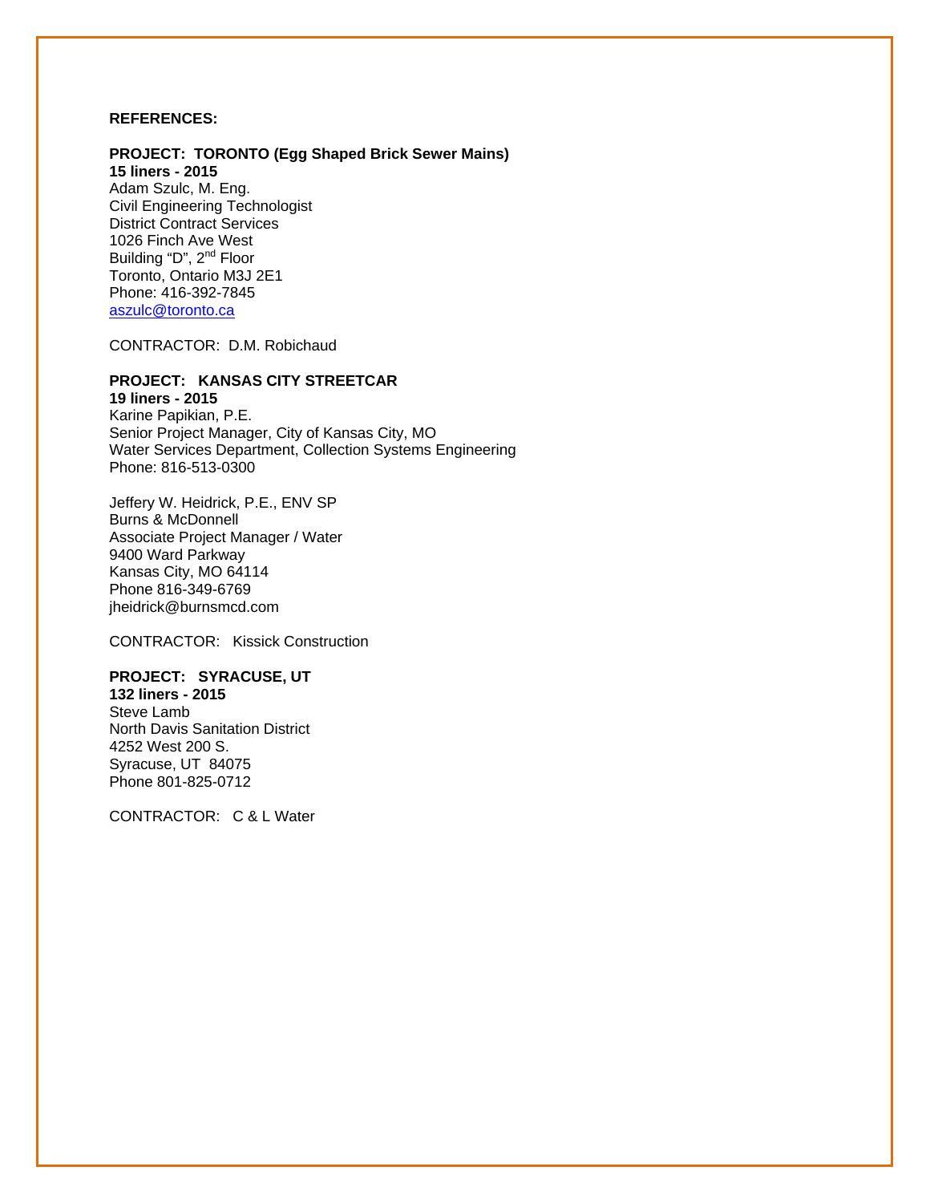**REFERENCES:**

**PROJECT: TORONTO (Egg Shaped Brick Sewer Mains)**
**15 liners - 2015**
Adam Szulc, M. Eng.
Civil Engineering Technologist
District Contract Services
1026 Finch Ave West
Building "D", 2nd Floor
Toronto, Ontario M3J 2E1
Phone: 416-392-7845
aszulc@toronto.ca

CONTRACTOR: D.M. Robichaud

**PROJECT: KANSAS CITY STREETCAR**
**19 liners - 2015**
Karine Papikian, P.E.
Senior Project Manager, City of Kansas City, MO
Water Services Department, Collection Systems Engineering
Phone: 816-513-0300

Jeffery W. Heidrick, P.E., ENV SP
Burns & McDonnell
Associate Project Manager / Water
9400 Ward Parkway
Kansas City, MO 64114
Phone 816-349-6769
jheidrick@burnsmcd.com

CONTRACTOR: Kissick Construction

**PROJECT: SYRACUSE, UT**
**132 liners - 2015**
Steve Lamb
North Davis Sanitation District
4252 West 200 S.
Syracuse, UT 84075
Phone 801-825-0712

CONTRACTOR: C & L Water